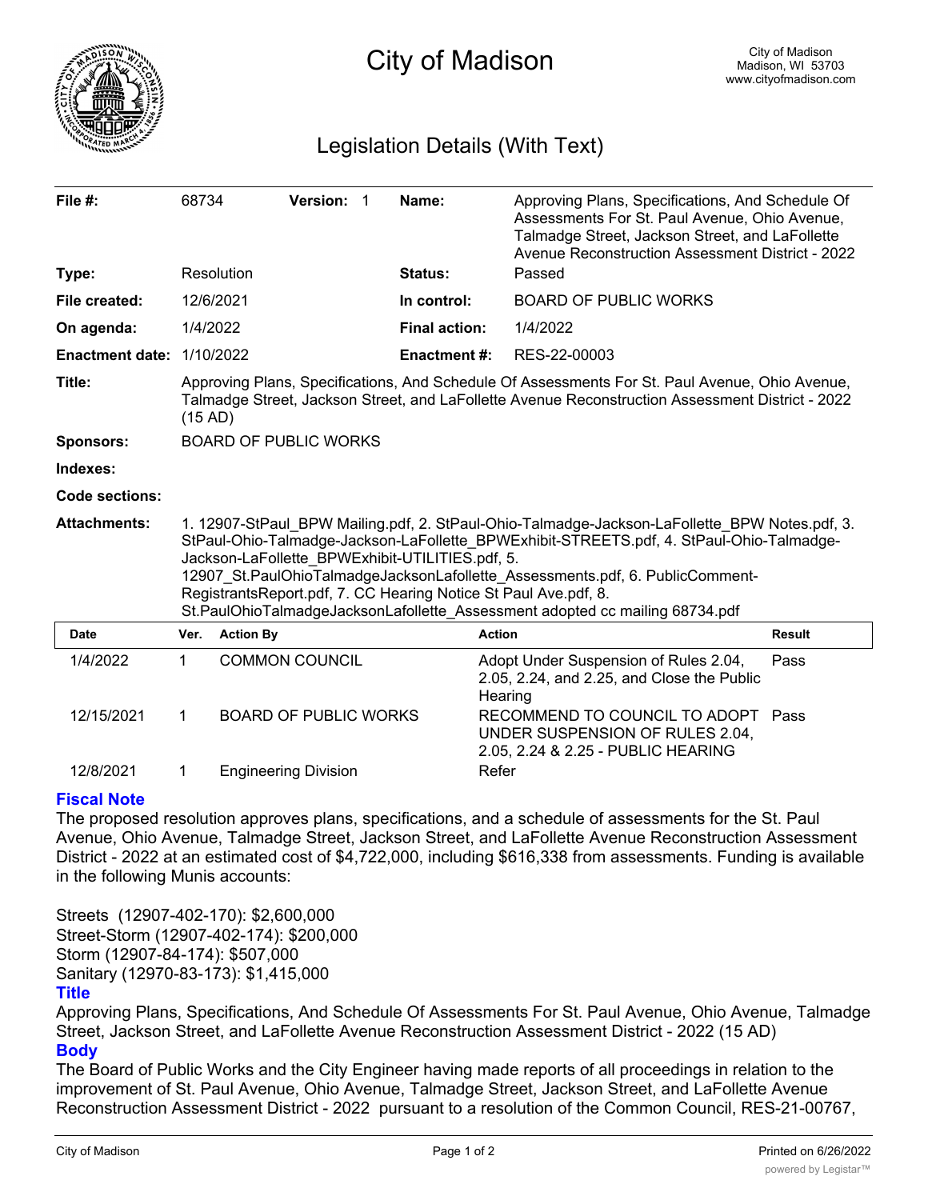# City of Madison

City of Madison
Madison, WI 53703
www.cityofmadison.com

## Legislation Details (With Text)

| | | | |
|---|---|---|---|
| **File #:** | 68734 **Version:** 1 | **Name:** | Approving Plans, Specifications, And Schedule Of Assessments For St. Paul Avenue, Ohio Avenue, Talmadge Street, Jackson Street, and LaFollette Avenue Reconstruction Assessment District - 2022 |
| **Type:** | Resolution | **Status:** | Passed |
| **File created:** | 12/6/2021 | **In control:** | BOARD OF PUBLIC WORKS |
| **On agenda:** | 1/4/2022 | **Final action:** | 1/4/2022 |
| **Enactment date:** | 1/10/2022 | **Enactment #:** | RES-22-00003 |

**Title:** Approving Plans, Specifications, And Schedule Of Assessments For St. Paul Avenue, Ohio Avenue, Talmadge Street, Jackson Street, and LaFollette Avenue Reconstruction Assessment District - 2022 (15 AD)

**Sponsors:** BOARD OF PUBLIC WORKS

**Indexes:**

**Code sections:**

**Attachments:** 1. 12907-StPaul_BPW Mailing.pdf, 2. StPaul-Ohio-Talmadge-Jackson-LaFollette_BPW Notes.pdf, 3. StPaul-Ohio-Talmadge-Jackson-LaFollette_BPWExhibit-STREETS.pdf, 4. StPaul-Ohio-Talmadge-Jackson-LaFollette_BPWExhibit-UTILITIES.pdf, 5. 12907_St.PaulOhioTalmadgeJacksonLafollette_Assessments.pdf, 6. PublicComment-RegistrantsReport.pdf, 7. CC Hearing Notice St Paul Ave.pdf, 8. St.PaulOhioTalmadgeJacksonLafollette_Assessment adopted cc mailing 68734.pdf

| Date | Ver. | Action By | Action | Result |
|---|---|---|---|---|
| 1/4/2022 | 1 | COMMON COUNCIL | Adopt Under Suspension of Rules 2.04, 2.05, 2.24, and 2.25, and Close the Public Hearing | Pass |
| 12/15/2021 | 1 | BOARD OF PUBLIC WORKS | RECOMMEND TO COUNCIL TO ADOPT UNDER SUSPENSION OF RULES 2.04, 2.05, 2.24 & 2.25 - PUBLIC HEARING | Pass |
| 12/8/2021 | 1 | Engineering Division | Refer | |

### Fiscal Note

The proposed resolution approves plans, specifications, and a schedule of assessments for the St. Paul Avenue, Ohio Avenue, Talmadge Street, Jackson Street, and LaFollette Avenue Reconstruction Assessment District - 2022 at an estimated cost of $4,722,000, including $616,338 from assessments. Funding is available in the following Munis accounts:

Streets (12907-402-170): $2,600,000
Street-Storm (12907-402-174): $200,000
Storm (12907-84-174): $507,000
Sanitary (12970-83-173): $1,415,000

### Title

Approving Plans, Specifications, And Schedule Of Assessments For St. Paul Avenue, Ohio Avenue, Talmadge Street, Jackson Street, and LaFollette Avenue Reconstruction Assessment District - 2022 (15 AD)

### Body

The Board of Public Works and the City Engineer having made reports of all proceedings in relation to the improvement of St. Paul Avenue, Ohio Avenue, Talmadge Street, Jackson Street, and LaFollette Avenue Reconstruction Assessment District - 2022 pursuant to a resolution of the Common Council, RES-21-00767,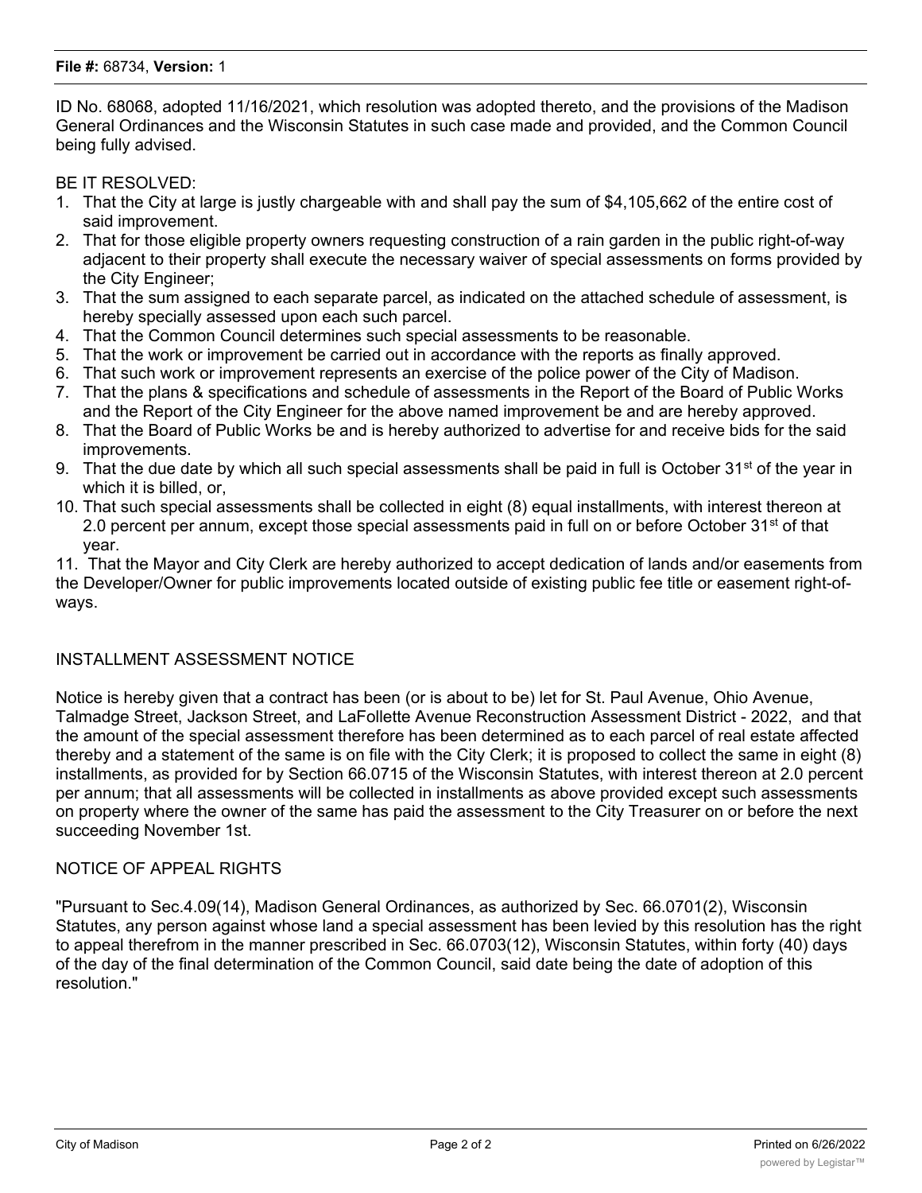ID No. 68068, adopted 11/16/2021, which resolution was adopted thereto, and the provisions of the Madison General Ordinances and the Wisconsin Statutes in such case made and provided, and the Common Council being fully advised.

BE IT RESOLVED:

1. That the City at large is justly chargeable with and shall pay the sum of $4,105,662 of the entire cost of said improvement.
2. That for those eligible property owners requesting construction of a rain garden in the public right-of-way adjacent to their property shall execute the necessary waiver of special assessments on forms provided by the City Engineer;
3. That the sum assigned to each separate parcel, as indicated on the attached schedule of assessment, is hereby specially assessed upon each such parcel.
4. That the Common Council determines such special assessments to be reasonable.
5. That the work or improvement be carried out in accordance with the reports as finally approved.
6. That such work or improvement represents an exercise of the police power of the City of Madison.
7. That the plans & specifications and schedule of assessments in the Report of the Board of Public Works and the Report of the City Engineer for the above named improvement be and are hereby approved.
8. That the Board of Public Works be and is hereby authorized to advertise for and receive bids for the said improvements.
9. That the due date by which all such special assessments shall be paid in full is October 31st of the year in which it is billed, or,
10. That such special assessments shall be collected in eight (8) equal installments, with interest thereon at 2.0 percent per annum, except those special assessments paid in full on or before October 31st of that year.
11. That the Mayor and City Clerk are hereby authorized to accept dedication of lands and/or easements from the Developer/Owner for public improvements located outside of existing public fee title or easement right-of-ways.

INSTALLMENT ASSESSMENT NOTICE

Notice is hereby given that a contract has been (or is about to be) let for St. Paul Avenue, Ohio Avenue, Talmadge Street, Jackson Street, and LaFollette Avenue Reconstruction Assessment District - 2022, and that the amount of the special assessment therefore has been determined as to each parcel of real estate affected thereby and a statement of the same is on file with the City Clerk; it is proposed to collect the same in eight (8) installments, as provided for by Section 66.0715 of the Wisconsin Statutes, with interest thereon at 2.0 percent per annum; that all assessments will be collected in installments as above provided except such assessments on property where the owner of the same has paid the assessment to the City Treasurer on or before the next succeeding November 1st.

NOTICE OF APPEAL RIGHTS

"Pursuant to Sec.4.09(14), Madison General Ordinances, as authorized by Sec. 66.0701(2), Wisconsin Statutes, any person against whose land a special assessment has been levied by this resolution has the right to appeal therefrom in the manner prescribed in Sec. 66.0703(12), Wisconsin Statutes, within forty (40) days of the day of the final determination of the Common Council, said date being the date of adoption of this resolution."